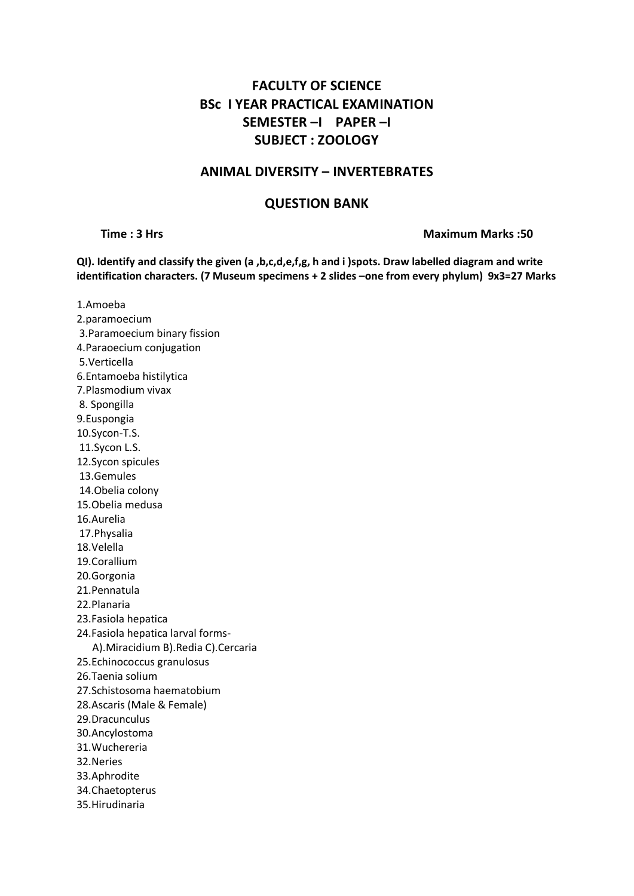# FACULTY OF SCIENCE
# BSc I YEAR PRACTICAL EXAMINATION
# SEMESTER –I PAPER –I
# SUBJECT : ZOOLOGY

## ANIMAL DIVERSITY – INVERTEBRATES

## QUESTION BANK

**Time : 3 Hrs** **Maximum Marks :50**

**QI). Identify and classify the given (a ,b,c,d,e,f,g, h and i )spots. Draw labelled diagram and write identification characters. (7 Museum specimens + 2 slides –one from every phylum) 9x3=27 Marks**

1.Amoeba
2.paramoecium
3.Paramoecium binary fission
4.Paraoecium conjugation
5.Verticella
6.Entamoeba histilytica
7.Plasmodium vivax
8. Spongilla
9.Euspongia
10.Sycon-T.S.
11.Sycon L.S.
12.Sycon spicules
13.Gemules
14.Obelia colony
15.Obelia medusa
16.Aurelia
17.Physalia
18.Velella
19.Corallium
20.Gorgonia
21.Pennatula
22.Planaria
23.Fasiola hepatica
24.Fasiola hepatica larval forms-
 A).Miracidium B).Redia C).Cercaria
25.Echinococcus granulosus
26.Taenia solium
27.Schistosoma haematobium
28.Ascaris (Male & Female)
29.Dracunculus
30.Ancylostoma
31.Wuchereria
32.Neries
33.Aphrodite
34.Chaetopterus
35.Hirudinaria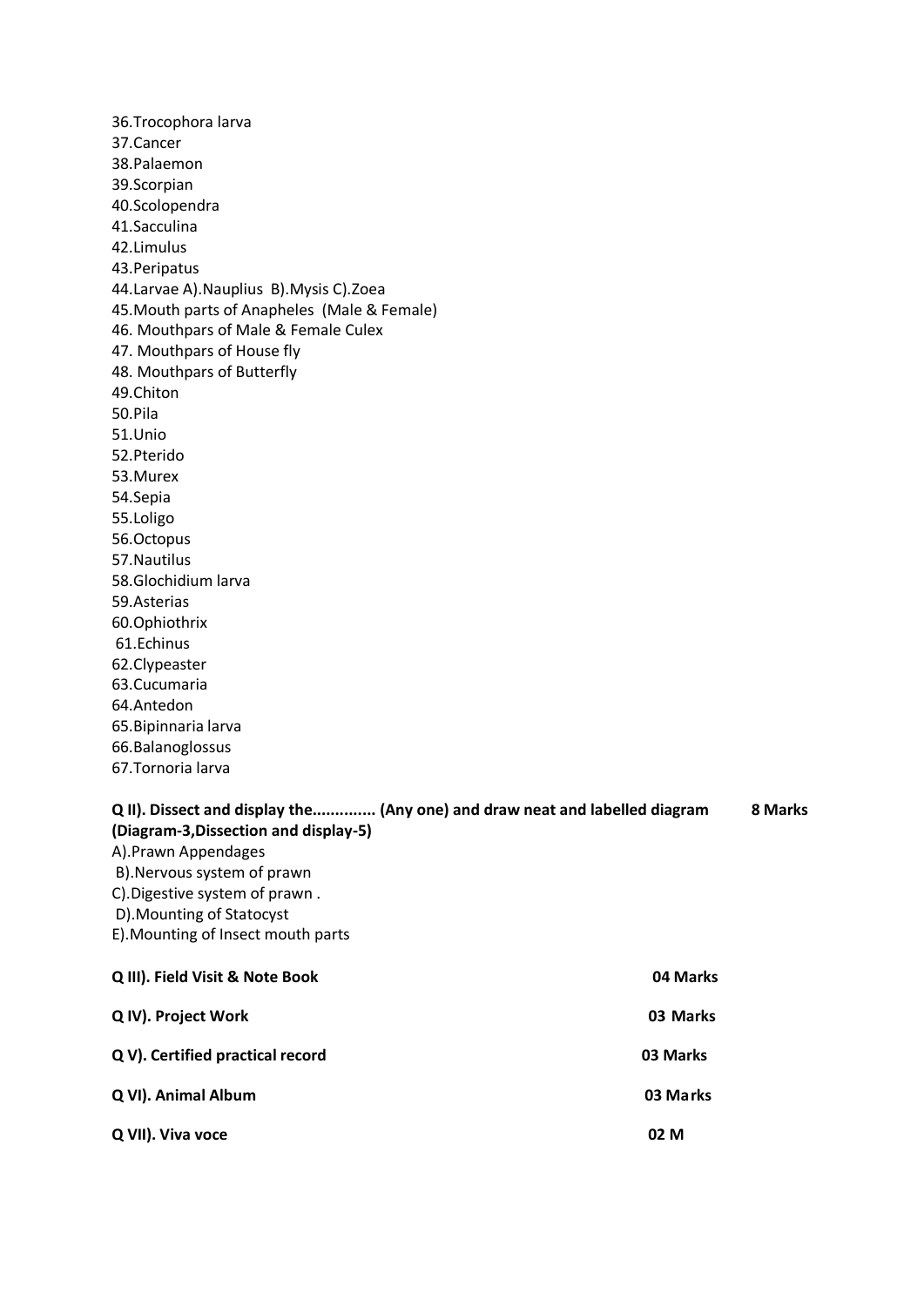36.Trocophora larva
37.Cancer
38.Palaemon
39.Scorpian
40.Scolopendra
41.Sacculina
42.Limulus
43.Peripatus
44.Larvae A).Nauplius B).Mysis C).Zoea
45.Mouth parts of Anapheles (Male & Female)
46. Mouthpars of Male & Female Culex
47. Mouthpars of House fly
48. Mouthpars of Butterfly
49.Chiton
50.Pila
51.Unio
52.Pterido
53.Murex
54.Sepia
55.Loligo
56.Octopus
57.Nautilus
58.Glochidium larva
59.Asterias
60.Ophiothrix
61.Echinus
62.Clypeaster
63.Cucumaria
64.Antedon
65.Bipinnaria larva
66.Balanoglossus
67.Tornoria larva

**Q II). Dissect and display the............. (Any one) and draw neat and labelled diagram 8 Marks**
**(Diagram-3,Dissection and display-5)**

A).Prawn Appendages
B).Nervous system of prawn
C).Digestive system of prawn .
D).Mounting of Statocyst
E).Mounting of Insect mouth parts

**Q III). Field Visit & Note Book 04 Marks**

**Q IV). Project Work 03 Marks**

**Q V). Certified practical record 03 Marks**

**Q VI). Animal Album 03 Marks**

**Q VII). Viva voce 02 M**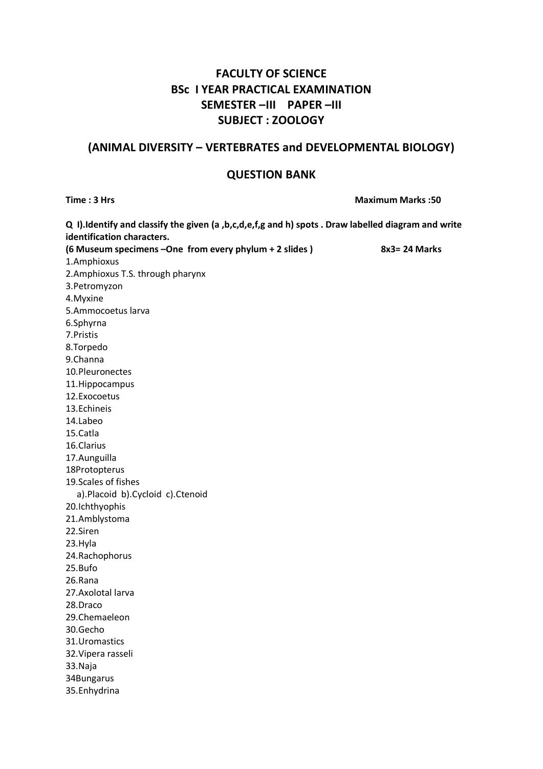## FACULTY OF SCIENCE
## BSc I YEAR PRACTICAL EXAMINATION
## SEMESTER –III PAPER –III
## SUBJECT : ZOOLOGY

## (ANIMAL DIVERSITY – VERTEBRATES and DEVELOPMENTAL BIOLOGY)

## QUESTION BANK

**Time : 3 Hrs** **Maximum Marks :50**

**Q I).Identify and classify the given (a ,b,c,d,e,f,g and h) spots . Draw labelled diagram and write identification characters.**

**(6 Museum specimens –One from every phylum + 2 slides ) 8x3= 24 Marks**

1.Amphioxus
2.Amphioxus T.S. through pharynx
3.Petromyzon
4.Myxine
5.Ammocoetus larva
6.Sphyrna
7.Pristis
8.Torpedo
9.Channa
10.Pleuronectes
11.Hippocampus
12.Exocoetus
13.Echineis
14.Labeo
15.Catla
16.Clarius
17.Aunguilla
18Protopterus
19.Scales of fishes
   a).Placoid b).Cycloid c).Ctenoid
20.Ichthyophis
21.Amblystoma
22.Siren
23.Hyla
24.Rachophorus
25.Bufo
26.Rana
27.Axolotal larva
28.Draco
29.Chemaeleon
30.Gecho
31.Uromastics
32.Vipera rasseli
33.Naja
34Bungarus
35.Enhydrina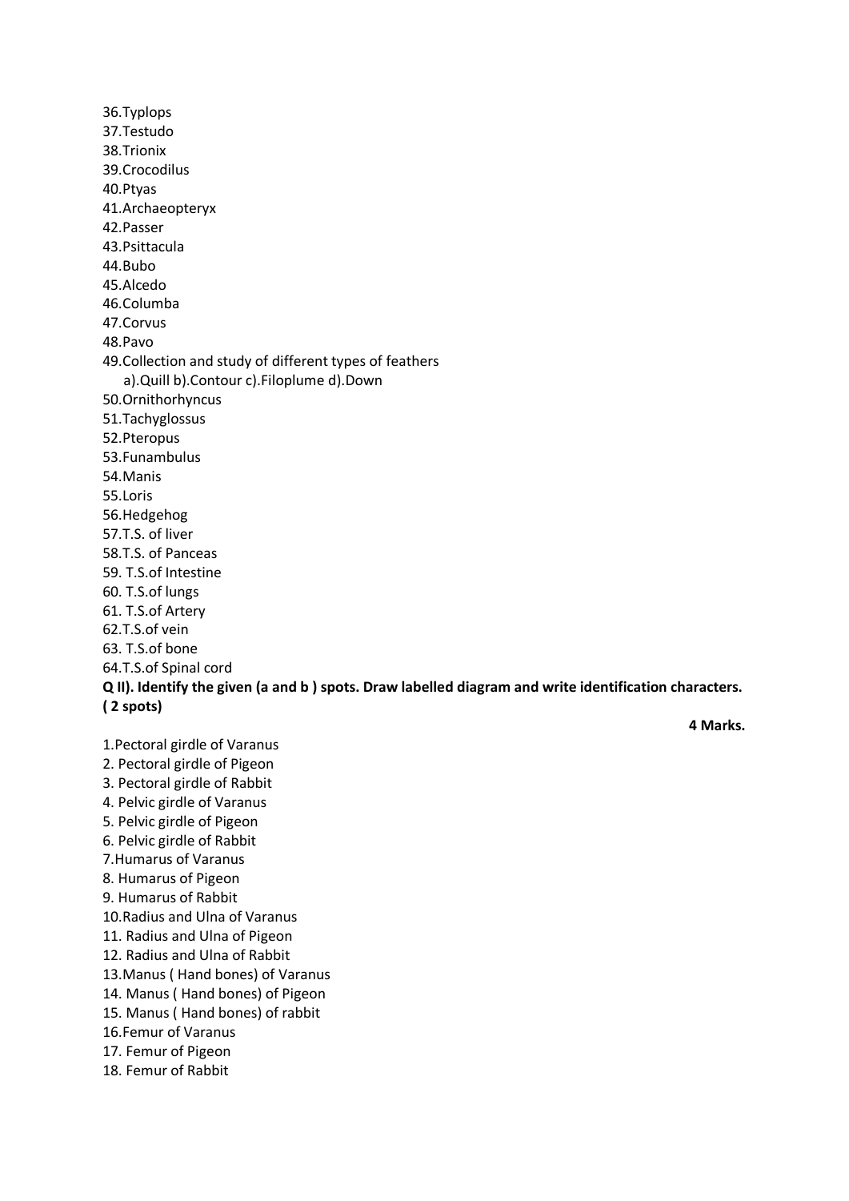36.Typlops
37.Testudo
38.Trionix
39.Crocodilus
40.Ptyas
41.Archaeopteryx
42.Passer
43.Psittacula
44.Bubo
45.Alcedo
46.Columba
47.Corvus
48.Pavo
49.Collection and study of different types of feathers
 a).Quill b).Contour c).Filoplume d).Down
50.Ornithorhyncus
51.Tachyglossus
52.Pteropus
53.Funambulus
54.Manis
55.Loris
56.Hedgehog
57.T.S. of liver
58.T.S. of Panceas
59. T.S.of Intestine
60. T.S.of lungs
61. T.S.of Artery
62.T.S.of vein
63. T.S.of bone
64.T.S.of Spinal cord

**Q II). Identify the given (a and b ) spots. Draw labelled diagram and write identification characters. ( 2 spots)**

**4 Marks.**

1.Pectoral girdle of Varanus
2. Pectoral girdle of Pigeon
3. Pectoral girdle of Rabbit
4. Pelvic girdle of Varanus
5. Pelvic girdle of Pigeon
6. Pelvic girdle of Rabbit
7.Humarus of Varanus
8. Humarus of Pigeon
9. Humarus of Rabbit
10.Radius and Ulna of Varanus
11. Radius and Ulna of Pigeon
12. Radius and Ulna of Rabbit
13.Manus ( Hand bones) of Varanus
14. Manus ( Hand bones) of Pigeon
15. Manus ( Hand bones) of rabbit
16.Femur of Varanus
17. Femur of Pigeon
18. Femur of Rabbit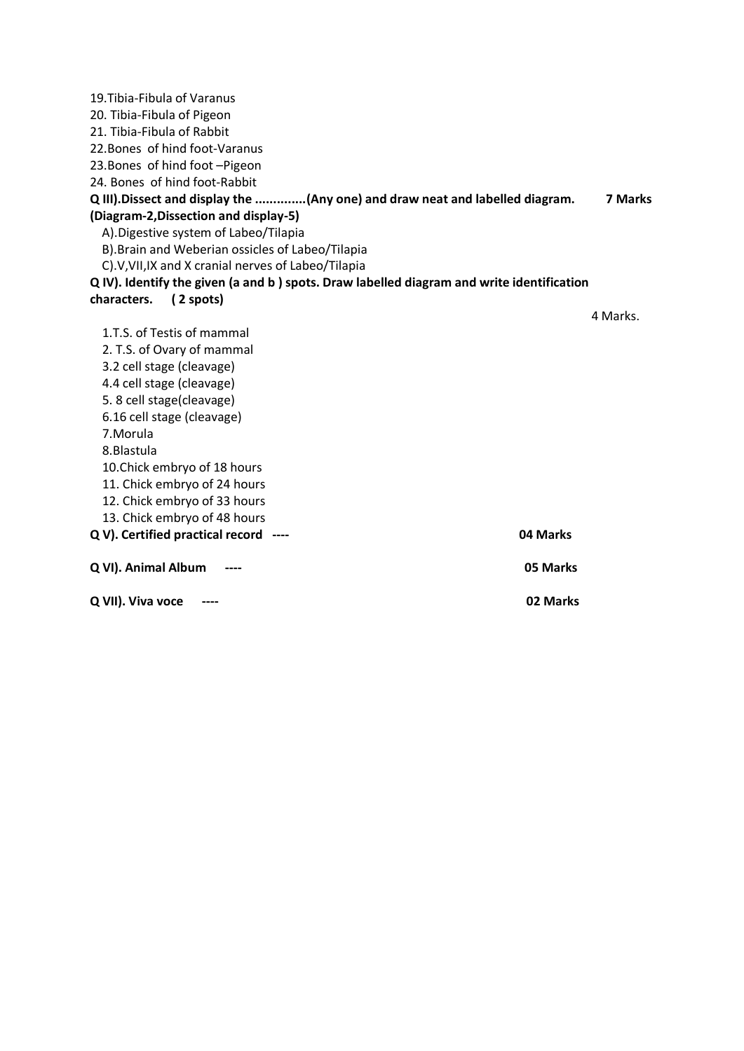19.Tibia-Fibula of Varanus
20. Tibia-Fibula of Pigeon
21. Tibia-Fibula of Rabbit
22.Bones of hind foot-Varanus
23.Bones of hind foot –Pigeon
24. Bones of hind foot-Rabbit

**Q III).Dissect and display the .............(Any one) and draw neat and labelled diagram. 7 Marks**
**(Diagram-2,Dissection and display-5)**

A).Digestive system of Labeo/Tilapia
B).Brain and Weberian ossicles of Labeo/Tilapia
C).V,VII,IX and X cranial nerves of Labeo/Tilapia

**Q IV). Identify the given (a and b ) spots. Draw labelled diagram and write identification characters. ( 2 spots)**

4 Marks.

1.T.S. of Testis of mammal
2. T.S. of Ovary of mammal
3.2 cell stage (cleavage)
4.4 cell stage (cleavage)
5. 8 cell stage(cleavage)
6.16 cell stage (cleavage)
7.Morula
8.Blastula
10.Chick embryo of 18 hours
11. Chick embryo of 24 hours
12. Chick embryo of 33 hours
13. Chick embryo of 48 hours

**Q V). Certified practical record ---- 04 Marks**

**Q VI). Animal Album ---- 05 Marks**

**Q VII). Viva voce ---- 02 Marks**